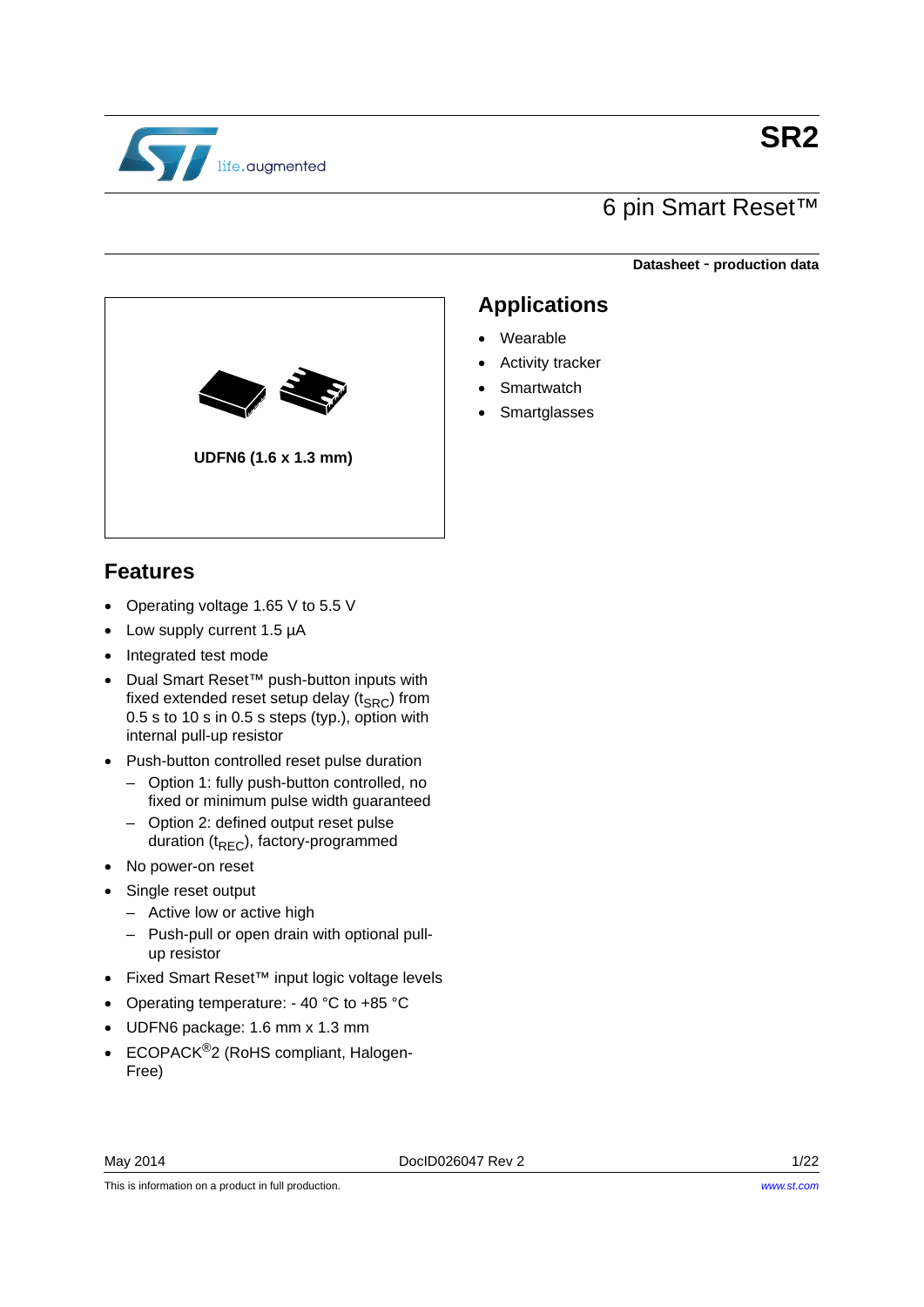# SR2

## 6 pin Smart Reset™

**Datasheet - production data**

**UDFN6 (1.6 x 1.3 mm)**

## Applications

- Wearable
- Activity tracker
- Smartwatch
- Smartglasses

## Features

- Operating voltage 1.65 V to 5.5 V
- Low supply current 1.5 µA
- Integrated test mode
- Dual Smart Reset™ push-button inputs with fixed extended reset setup delay ($t_{SRC}$) from 0.5 s to 10 s in 0.5 s steps (typ.), option with internal pull-up resistor
- Push-button controlled reset pulse duration
  - Option 1: fully push-button controlled, no fixed or minimum pulse width guaranteed
  - Option 2: defined output reset pulse duration ($t_{REC}$), factory-programmed
- No power-on reset
- Single reset output
  - Active low or active high
  - Push-pull or open drain with optional pull-up resistor
- Fixed Smart Reset™ input logic voltage levels
- Operating temperature: - 40 °C to +85 °C
- UDFN6 package: 1.6 mm x 1.3 mm
- ECOPACK®2 (RoHS compliant, Halogen-Free)

May 2014 DocID026047 Rev 2

This is information on a product in full production.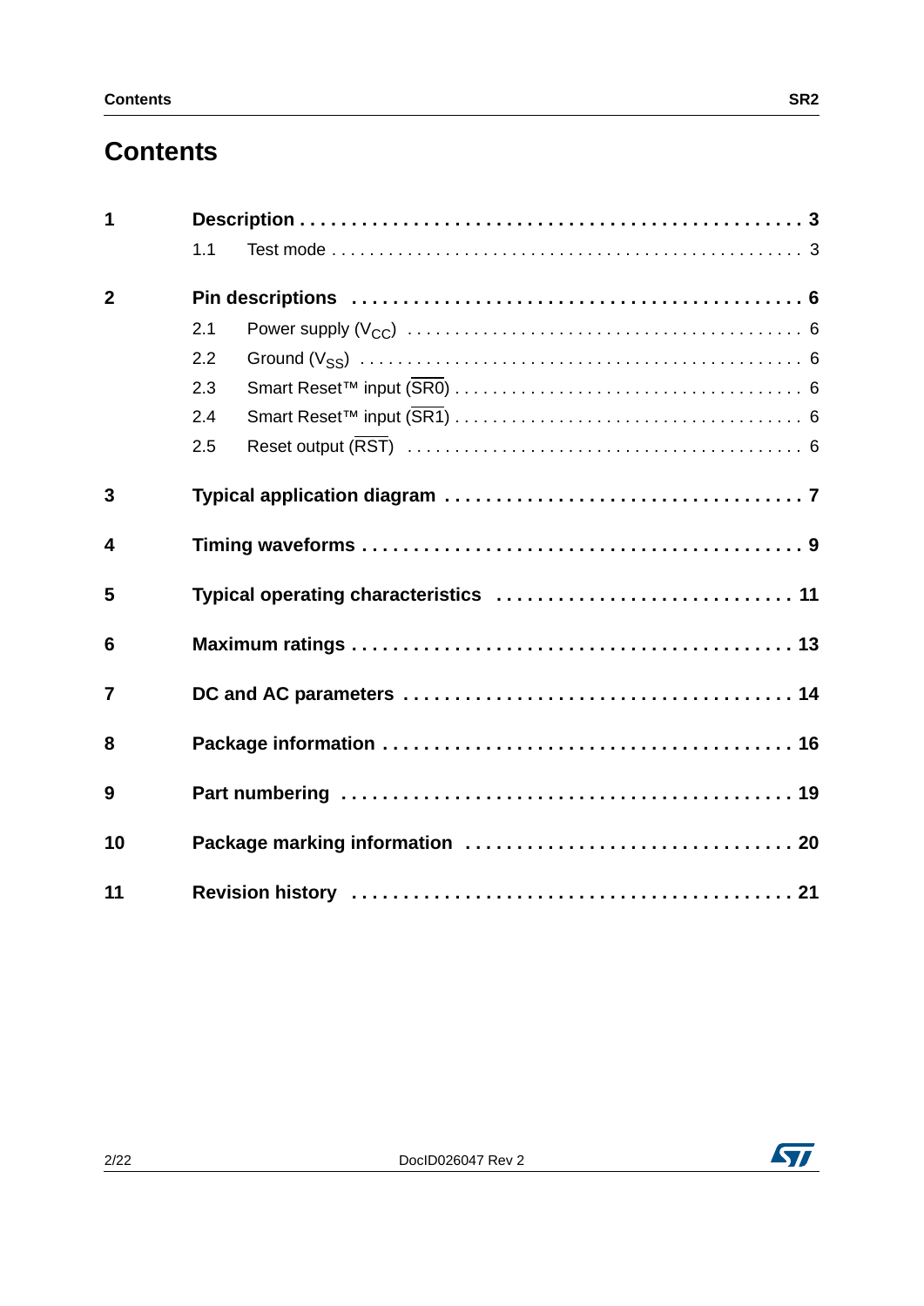# Contents

| | | |
|---|---|---|
| **1** | **Description** | **3** |
| | 1.1 Test mode | 3 |
| **2** | **Pin descriptions** | **6** |
| | 2.1 Power supply ($V_{CC}$) | 6 |
| | 2.2 Ground ($V_{SS}$) | 6 |
| | 2.3 Smart Reset™ input ($\overline{SR0}$) | 6 |
| | 2.4 Smart Reset™ input ($\overline{SR1}$) | 6 |
| | 2.5 Reset output ($\overline{RST}$) | 6 |
| **3** | **Typical application diagram** | **7** |
| **4** | **Timing waveforms** | **9** |
| **5** | **Typical operating characteristics** | **11** |
| **6** | **Maximum ratings** | **13** |
| **7** | **DC and AC parameters** | **14** |
| **8** | **Package information** | **16** |
| **9** | **Part numbering** | **19** |
| **10** | **Package marking information** | **20** |
| **11** | **Revision history** | **21** |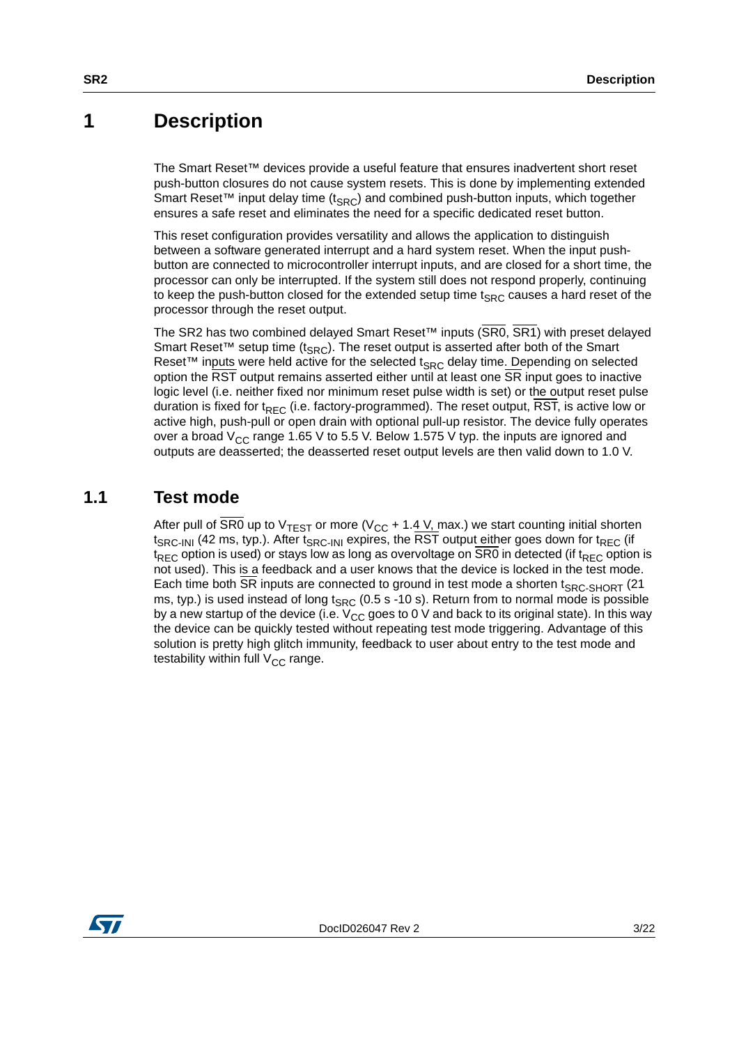# 1 Description

The Smart Reset™ devices provide a useful feature that ensures inadvertent short reset push-button closures do not cause system resets. This is done by implementing extended Smart Reset™ input delay time ($t_{SRC}$) and combined push-button inputs, which together ensures a safe reset and eliminates the need for a specific dedicated reset button.

This reset configuration provides versatility and allows the application to distinguish between a software generated interrupt and a hard system reset. When the input push-button are connected to microcontroller interrupt inputs, and are closed for a short time, the processor can only be interrupted. If the system still does not respond properly, continuing to keep the push-button closed for the extended setup time $t_{SRC}$ causes a hard reset of the processor through the reset output.

The SR2 has two combined delayed Smart Reset™ inputs ($\overline{SR0}$, $\overline{SR1}$) with preset delayed Smart Reset™ setup time ($t_{SRC}$). The reset output is asserted after both of the Smart Reset™ inputs were held active for the selected $t_{SRC}$ delay time. Depending on selected option the $\overline{RST}$ output remains asserted either until at least one $\overline{SR}$ input goes to inactive logic level (i.e. neither fixed nor minimum reset pulse width is set) or the output reset pulse duration is fixed for $t_{REC}$ (i.e. factory-programmed). The reset output, $\overline{RST}$, is active low or active high, push-pull or open drain with optional pull-up resistor. The device fully operates over a broad $V_{CC}$ range 1.65 V to 5.5 V. Below 1.575 V typ. the inputs are ignored and outputs are deasserted; the deasserted reset output levels are then valid down to 1.0 V.

## 1.1 Test mode

After pull of $\overline{SR0}$ up to $V_{TEST}$ or more ($V_{CC}$ + 1.4 V, max.) we start counting initial shorten $t_{SRC\text{-}INI}$ (42 ms, typ.). After $t_{SRC\text{-}INI}$ expires, the $\overline{RST}$ output either goes down for $t_{REC}$ (if $t_{REC}$ option is used) or stays low as long as overvoltage on $\overline{SR0}$ in detected (if $t_{REC}$ option is not used). This is a feedback and a user knows that the device is locked in the test mode. Each time both $\overline{SR}$ inputs are connected to ground in test mode a shorten $t_{SRC\text{-}SHORT}$ (21 ms, typ.) is used instead of long $t_{SRC}$ (0.5 s -10 s). Return from to normal mode is possible by a new startup of the device (i.e. $V_{CC}$ goes to 0 V and back to its original state). In this way the device can be quickly tested without repeating test mode triggering. Advantage of this solution is pretty high glitch immunity, feedback to user about entry to the test mode and testability within full $V_{CC}$ range.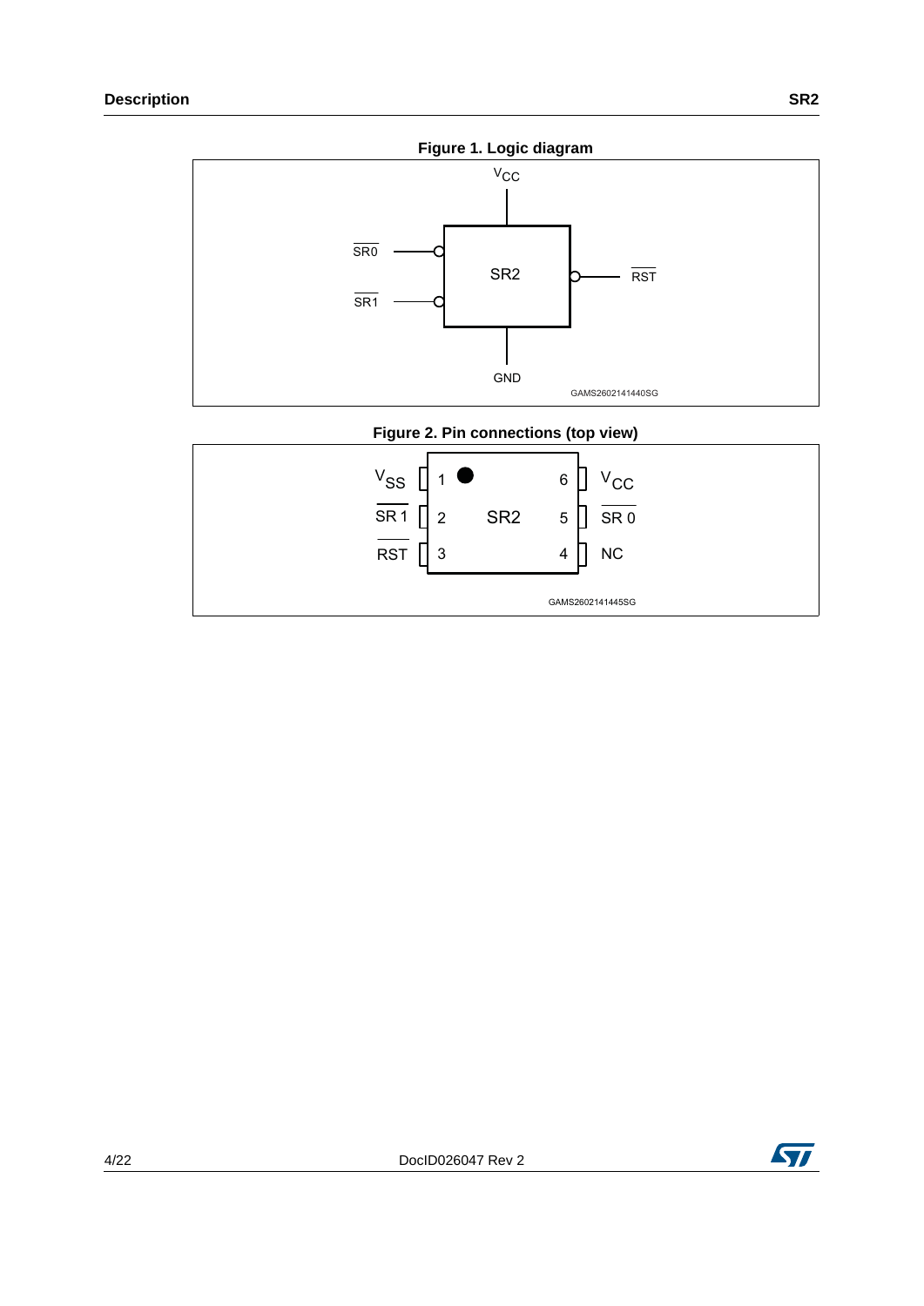**Figure 1. Logic diagram**

**Figure 2. Pin connections (top view)**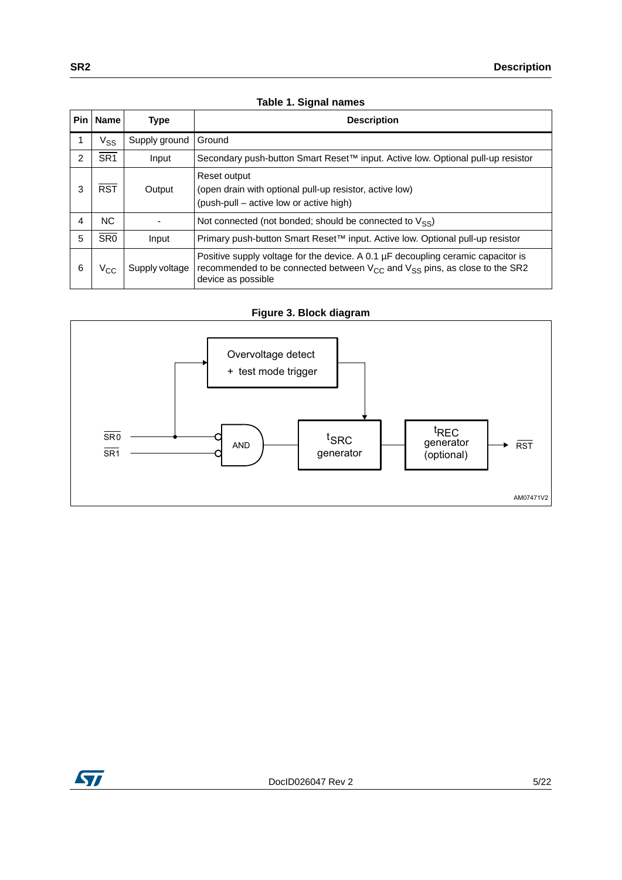**Table 1. Signal names**

| Pin | Name | Type | Description |
|---|---|---|---|
| 1 | $V_{SS}$ | Supply ground | Ground |
| 2 | $\overline{SR1}$ | Input | Secondary push-button Smart Reset™ input. Active low. Optional pull-up resistor |
| 3 | $\overline{RST}$ | Output | Reset output<br>(open drain with optional pull-up resistor, active low)<br>(push-pull – active low or active high) |
| 4 | NC | - | Not connected (not bonded; should be connected to $V_{SS}$) |
| 5 | $\overline{SR0}$ | Input | Primary push-button Smart Reset™ input. Active low. Optional pull-up resistor |
| 6 | $V_{CC}$ | Supply voltage | Positive supply voltage for the device. A 0.1 µF decoupling ceramic capacitor is recommended to be connected between $V_{CC}$ and $V_{SS}$ pins, as close to the SR2 device as possible |

**Figure 3. Block diagram**

Overvoltage detect + test mode trigger

$\overline{SR0}$, $\overline{SR1}$ → AND → $t_{SRC}$ generator → $t_{REC}$ generator (optional) → $\overline{RST}$

AM07471V2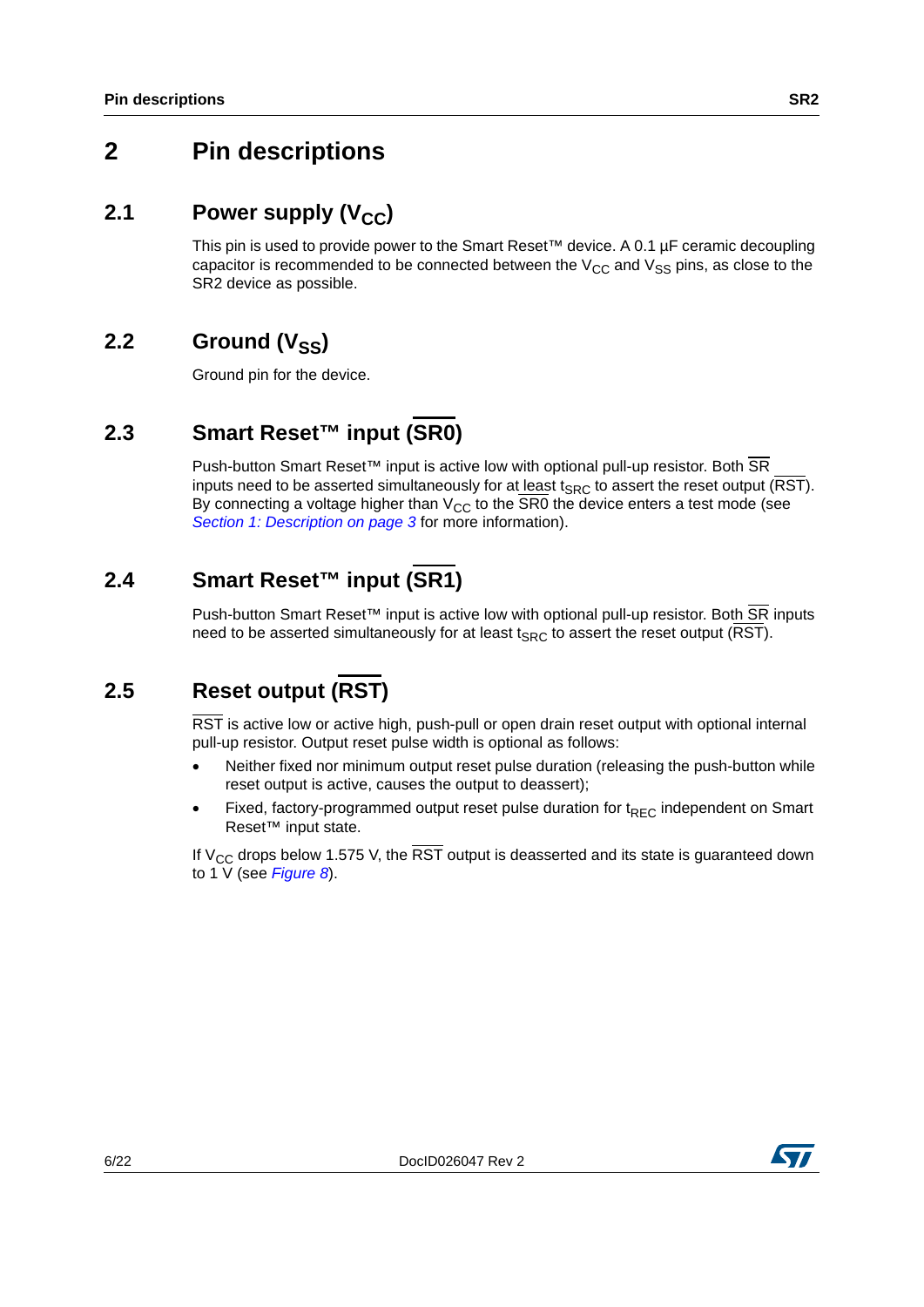# 2 Pin descriptions

## 2.1 Power supply ($V_{CC}$)

This pin is used to provide power to the Smart Reset™ device. A 0.1 µF ceramic decoupling capacitor is recommended to be connected between the $V_{CC}$ and $V_{SS}$ pins, as close to the SR2 device as possible.

## 2.2 Ground ($V_{SS}$)

Ground pin for the device.

## 2.3 Smart Reset™ input ($\overline{SR0}$)

Push-button Smart Reset™ input is active low with optional pull-up resistor. Both $\overline{SR}$ inputs need to be asserted simultaneously for at least $t_{SRC}$ to assert the reset output ($\overline{RST}$). By connecting a voltage higher than $V_{CC}$ to the $\overline{SR0}$ the device enters a test mode (see *Section 1: Description on page 3* for more information).

## 2.4 Smart Reset™ input ($\overline{SR1}$)

Push-button Smart Reset™ input is active low with optional pull-up resistor. Both $\overline{SR}$ inputs need to be asserted simultaneously for at least $t_{SRC}$ to assert the reset output ($\overline{RST}$).

## 2.5 Reset output ($\overline{RST}$)

$\overline{RST}$ is active low or active high, push-pull or open drain reset output with optional internal pull-up resistor. Output reset pulse width is optional as follows:

- Neither fixed nor minimum output reset pulse duration (releasing the push-button while reset output is active, causes the output to deassert);
- Fixed, factory-programmed output reset pulse duration for $t_{REC}$ independent on Smart Reset™ input state.

If $V_{CC}$ drops below 1.575 V, the $\overline{RST}$ output is deasserted and its state is guaranteed down to 1 V (see *Figure 8*).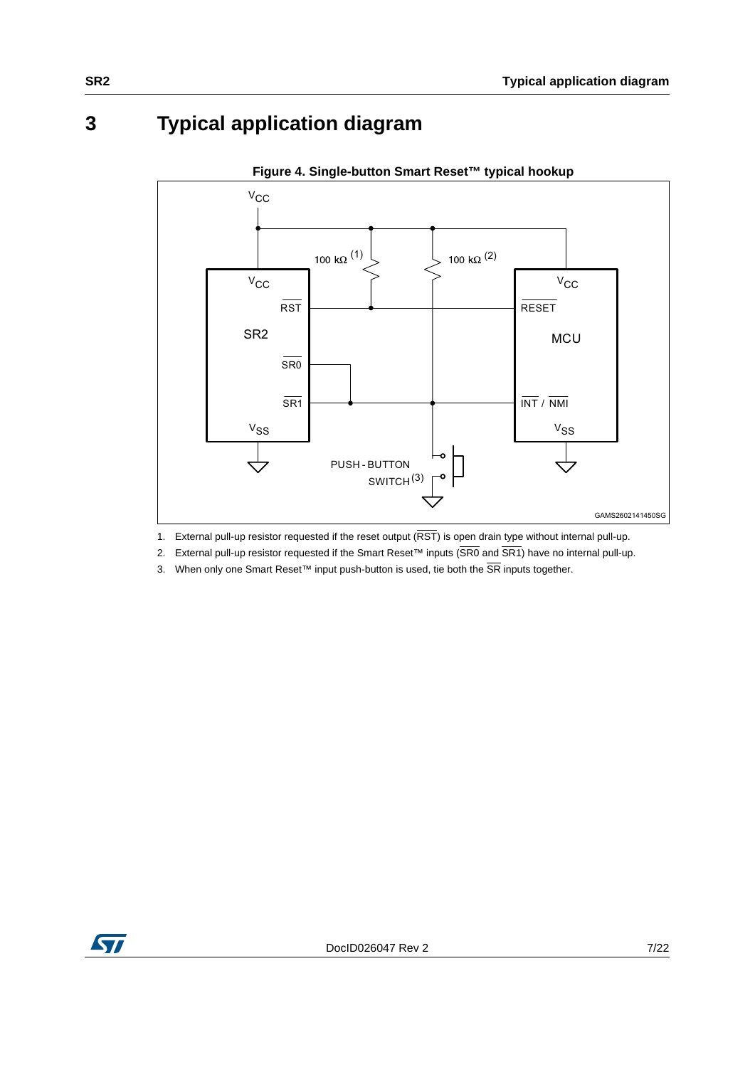# 3 Typical application diagram

**Figure 4. Single-button Smart Reset™ typical hookup**

1. External pull-up resistor requested if the reset output ($\overline{RST}$) is open drain type without internal pull-up.
2. External pull-up resistor requested if the Smart Reset™ inputs ($\overline{SR0}$ and $\overline{SR1}$) have no internal pull-up.
3. When only one Smart Reset™ input push-button is used, tie both the $\overline{SR}$ inputs together.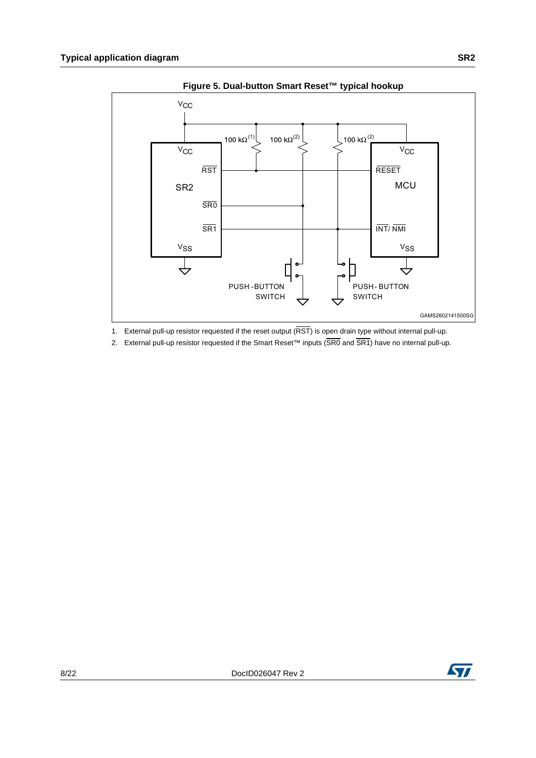## Typical application diagram

**Figure 5. Dual-button Smart Reset™ typical hookup**

1. External pull-up resistor requested if the reset output ($\overline{RST}$) is open drain type without internal pull-up.
2. External pull-up resistor requested if the Smart Reset™ inputs ($\overline{SR0}$ and $\overline{SR1}$) have no internal pull-up.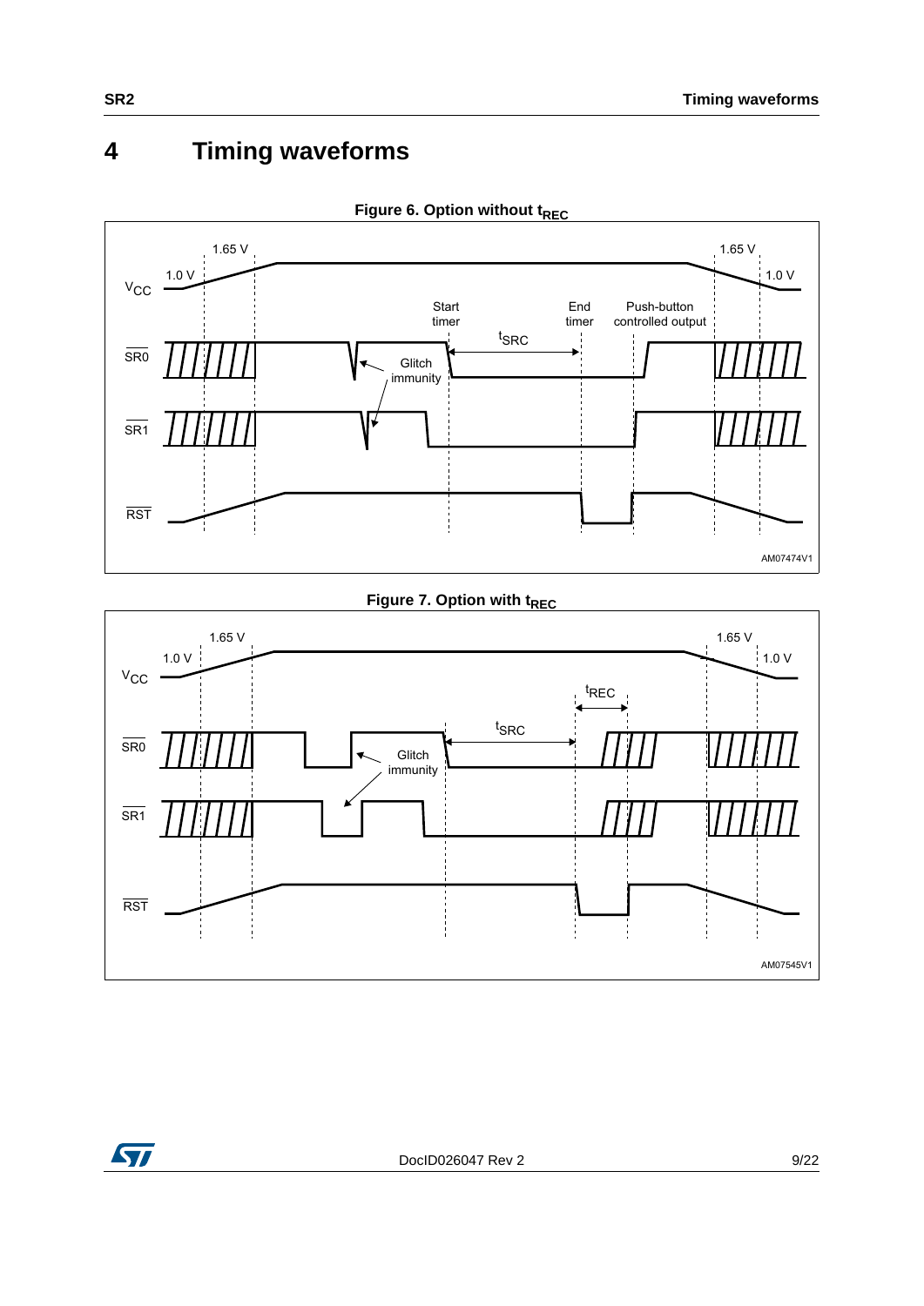# 4 Timing waveforms

**Figure 6. Option without $t_{REC}$**

**Figure 7. Option with $t_{REC}$**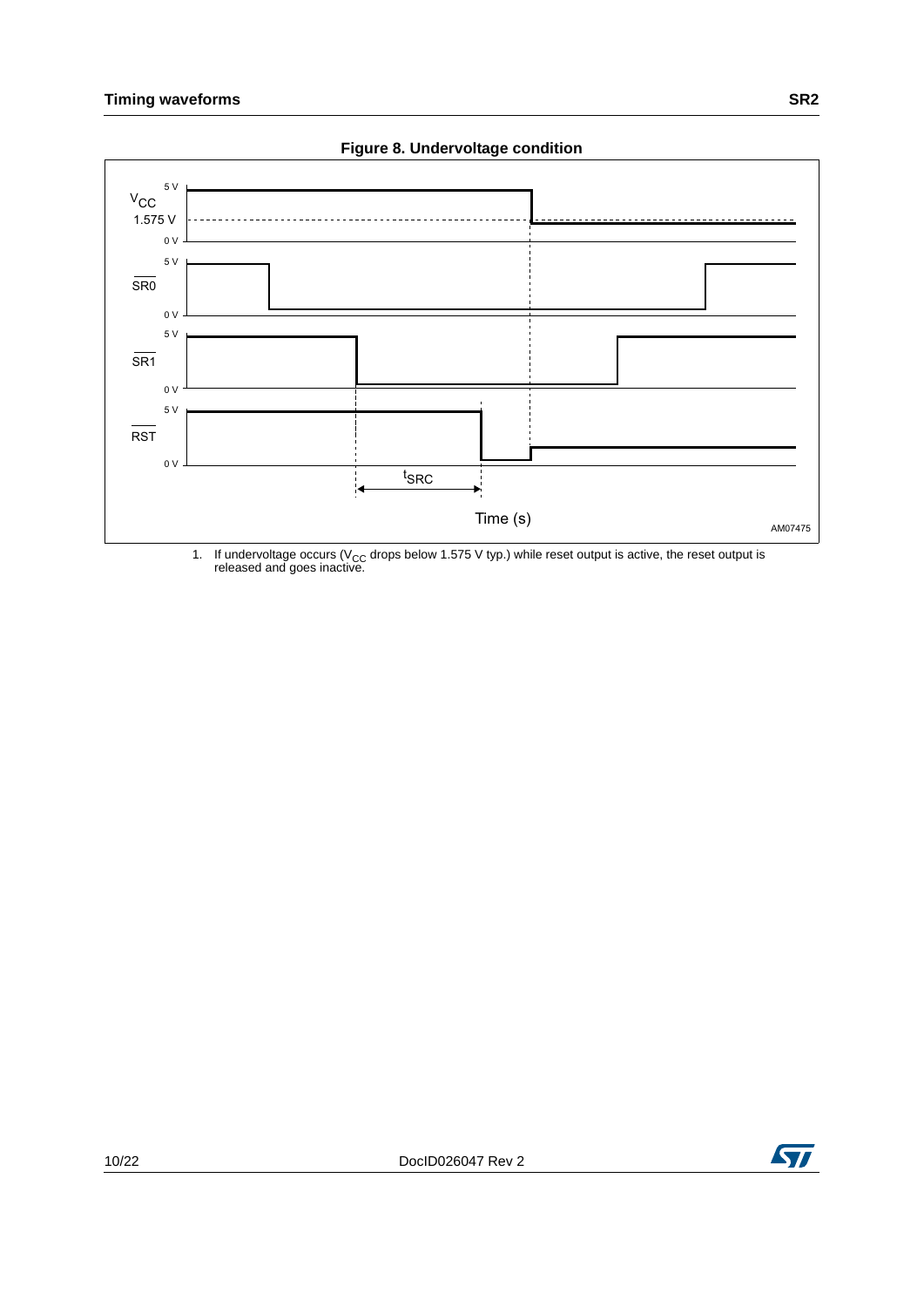## Timing waveforms

**Figure 8. Undervoltage condition**

1. If undervoltage occurs ($V_{CC}$ drops below 1.575 V typ.) while reset output is active, the reset output is released and goes inactive.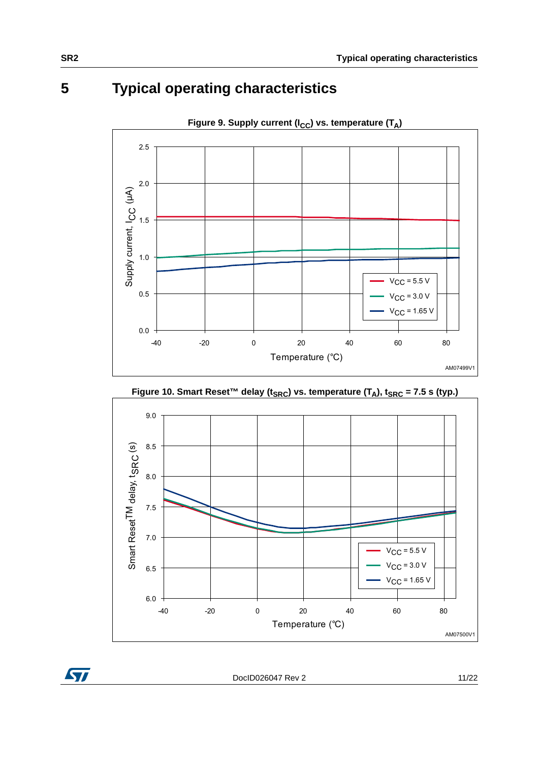# 5 Typical operating characteristics

**Figure 9. Supply current ($I_{CC}$) vs. temperature ($T_A$)**

**Figure 10. Smart Reset™ delay ($t_{SRC}$) vs. temperature ($T_A$), $t_{SRC}$ = 7.5 s (typ.)**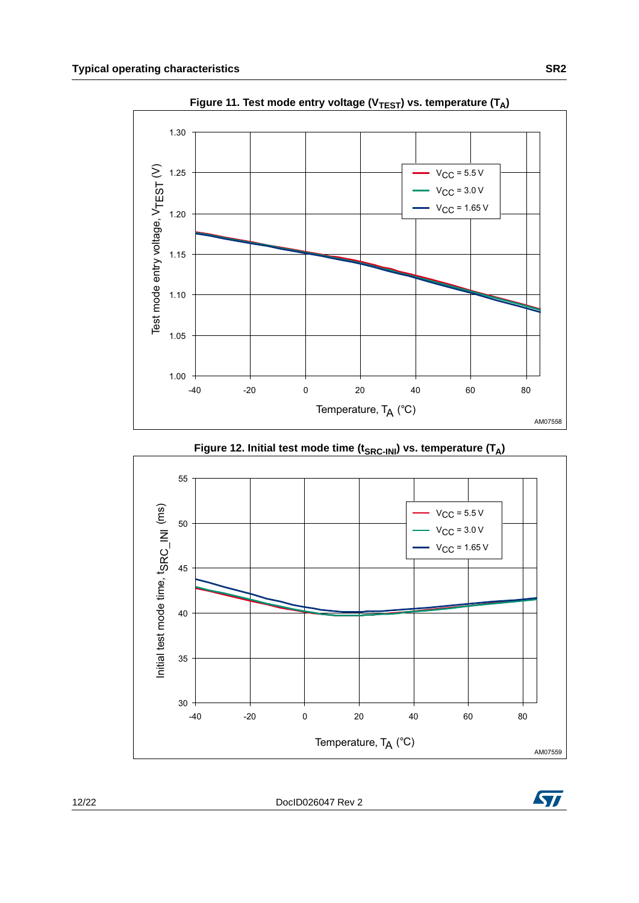**Figure 11. Test mode entry voltage ($V_{TEST}$) vs. temperature ($T_A$)**

**Figure 12. Initial test mode time ($t_{SRC\text{-}INI}$) vs. temperature ($T_A$)**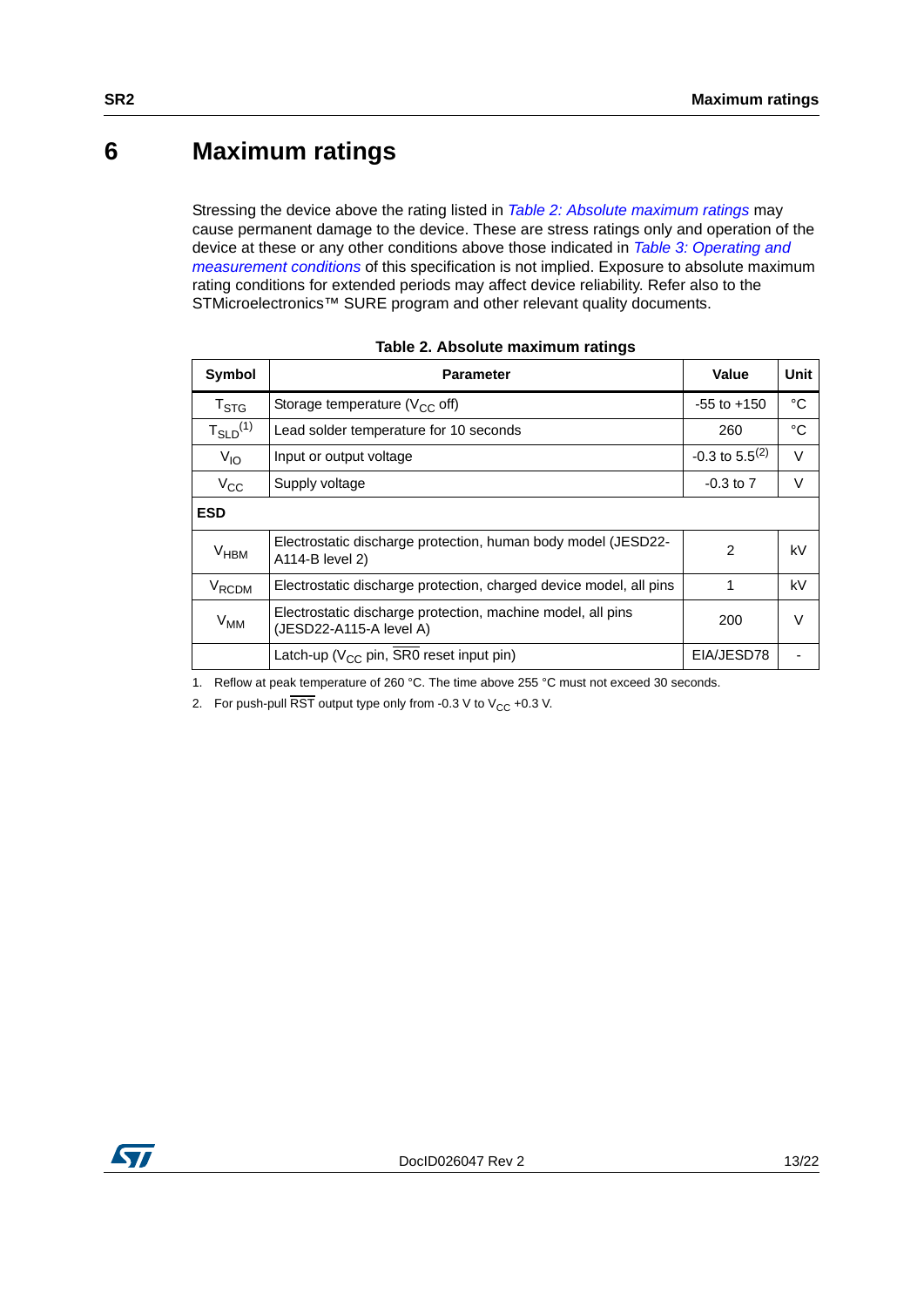# 6 Maximum ratings

Stressing the device above the rating listed in *Table 2: Absolute maximum ratings* may cause permanent damage to the device. These are stress ratings only and operation of the device at these or any other conditions above those indicated in *Table 3: Operating and measurement conditions* of this specification is not implied. Exposure to absolute maximum rating conditions for extended periods may affect device reliability. Refer also to the STMicroelectronics™ SURE program and other relevant quality documents.

**Table 2. Absolute maximum ratings**

| Symbol | Parameter | Value | Unit |
|---|---|---|---|
| $T_{STG}$ | Storage temperature ($V_{CC}$ off) | -55 to +150 | °C |
| $T_{SLD}$[(1)] | Lead solder temperature for 10 seconds | 260 | °C |
| $V_{IO}$ | Input or output voltage | -0.3 to 5.5[(2)] | V |
| $V_{CC}$ | Supply voltage | -0.3 to 7 | V |
| **ESD** | | | |
| $V_{HBM}$ | Electrostatic discharge protection, human body model (JESD22-A114-B level 2) | 2 | kV |
| $V_{RCDM}$ | Electrostatic discharge protection, charged device model, all pins | 1 | kV |
| $V_{MM}$ | Electrostatic discharge protection, machine model, all pins (JESD22-A115-A level A) | 200 | V |
| | Latch-up ($V_{CC}$ pin, $\overline{SR0}$ reset input pin) | EIA/JESD78 | - |

1. Reflow at peak temperature of 260 °C. The time above 255 °C must not exceed 30 seconds.
2. For push-pull $\overline{RST}$ output type only from -0.3 V to $V_{CC}$ +0.3 V.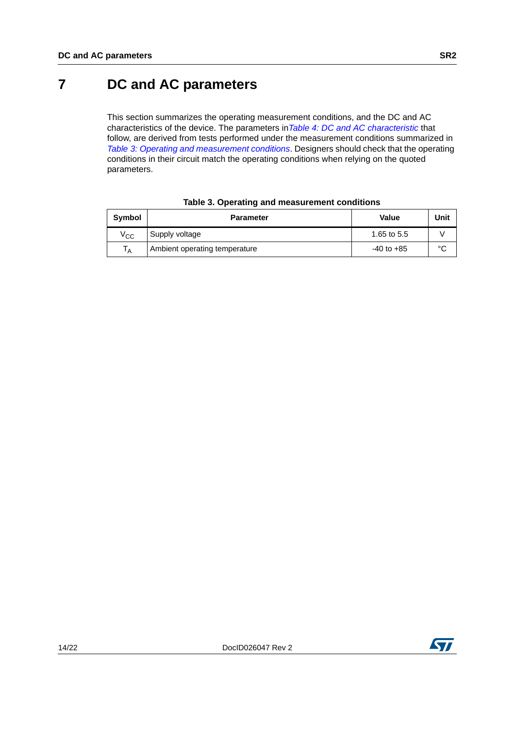# 7 DC and AC parameters

This section summarizes the operating measurement conditions, and the DC and AC characteristics of the device. The parameters in *Table 4: DC and AC characteristic* that follow, are derived from tests performed under the measurement conditions summarized in *Table 3: Operating and measurement conditions*. Designers should check that the operating conditions in their circuit match the operating conditions when relying on the quoted parameters.

**Table 3. Operating and measurement conditions**

| Symbol | Parameter | Value | Unit |
|---|---|---|---|
| $V_{CC}$ | Supply voltage | 1.65 to 5.5 | V |
| $T_A$ | Ambient operating temperature | -40 to +85 | °C |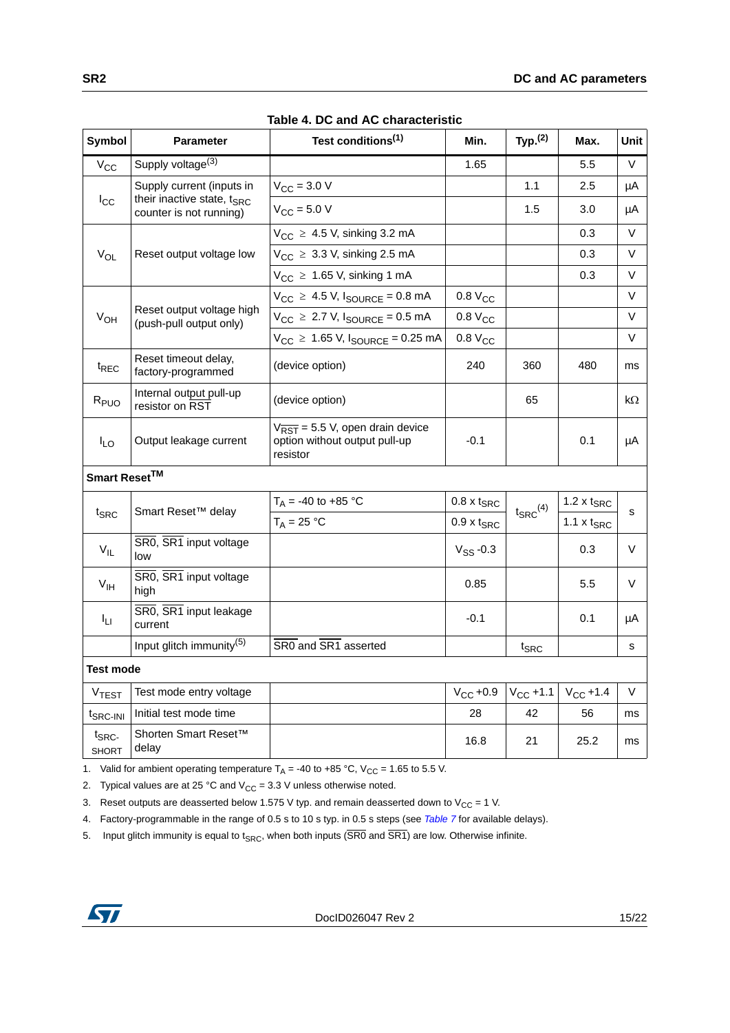**Table 4. DC and AC characteristic**

| Symbol | Parameter | Test conditions[1] | Min. | Typ.[2] | Max. | Unit |
|---|---|---|---|---|---|---|
| $V_{CC}$ | Supply voltage[3] | | 1.65 | | 5.5 | V |
| $I_{CC}$ | Supply current (inputs in their inactive state, $t_{SRC}$ counter is not running) | $V_{CC}$ = 3.0 V | | 1.1 | 2.5 | µA |
| | | $V_{CC}$ = 5.0 V | | 1.5 | 3.0 | µA |
| $V_{OL}$ | Reset output voltage low | $V_{CC}$ ≥ 4.5 V, sinking 3.2 mA | | | 0.3 | V |
| | | $V_{CC}$ ≥ 3.3 V, sinking 2.5 mA | | | 0.3 | V |
| | | $V_{CC}$ ≥ 1.65 V, sinking 1 mA | | | 0.3 | V |
| $V_{OH}$ | Reset output voltage high (push-pull output only) | $V_{CC}$ ≥ 4.5 V, $I_{SOURCE}$ = 0.8 mA | 0.8 $V_{CC}$ | | | V |
| | | $V_{CC}$ ≥ 2.7 V, $I_{SOURCE}$ = 0.5 mA | 0.8 $V_{CC}$ | | | V |
| | | $V_{CC}$ ≥ 1.65 V, $I_{SOURCE}$ = 0.25 mA | 0.8 $V_{CC}$ | | | V |
| $t_{REC}$ | Reset timeout delay, factory-programmed | (device option) | 240 | 360 | 480 | ms |
| $R_{PUO}$ | Internal output pull-up resistor on $\overline{RST}$ | (device option) | | 65 | | kΩ |
| $I_{LO}$ | Output leakage current | $V_{\overline{RST}}$ = 5.5 V, open drain device option without output pull-up resistor | -0.1 | | 0.1 | µA |
| **Smart Reset™** | | | | | | |
| $t_{SRC}$ | Smart Reset™ delay | $T_A$ = -40 to +85 °C | 0.8 x $t_{SRC}$ | $t_{SRC}$[4] | 1.2 x $t_{SRC}$ | s |
| | | $T_A$ = 25 °C | 0.9 x $t_{SRC}$ | | 1.1 x $t_{SRC}$ | |
| $V_{IL}$ | $\overline{SR0}$, $\overline{SR1}$ input voltage low | | $V_{SS}$ -0.3 | | 0.3 | V |
| $V_{IH}$ | $\overline{SR0}$, $\overline{SR1}$ input voltage high | | 0.85 | | 5.5 | V |
| $I_{LI}$ | $\overline{SR0}$, $\overline{SR1}$ input leakage current | | -0.1 | | 0.1 | µA |
| | Input glitch immunity[5] | $\overline{SR0}$ and $\overline{SR1}$ asserted | | $t_{SRC}$ | | s |
| **Test mode** | | | | | | |
| $V_{TEST}$ | Test mode entry voltage | | $V_{CC}$ +0.9 | $V_{CC}$ +1.1 | $V_{CC}$ +1.4 | V |
| $t_{SRC\text{-}INI}$ | Initial test mode time | | 28 | 42 | 56 | ms |
| $t_{SRC\text{-}SHORT}$ | Shorten Smart Reset™ delay | | 16.8 | 21 | 25.2 | ms |

1. Valid for ambient operating temperature $T_A$ = -40 to +85 °C, $V_{CC}$ = 1.65 to 5.5 V.
2. Typical values are at 25 °C and $V_{CC}$ = 3.3 V unless otherwise noted.
3. Reset outputs are deasserted below 1.575 V typ. and remain deasserted down to $V_{CC}$ = 1 V.
4. Factory-programmable in the range of 0.5 s to 10 s typ. in 0.5 s steps (see *Table 7* for available delays).
5. Input glitch immunity is equal to $t_{SRC}$, when both inputs ($\overline{SR0}$ and $\overline{SR1}$) are low. Otherwise infinite.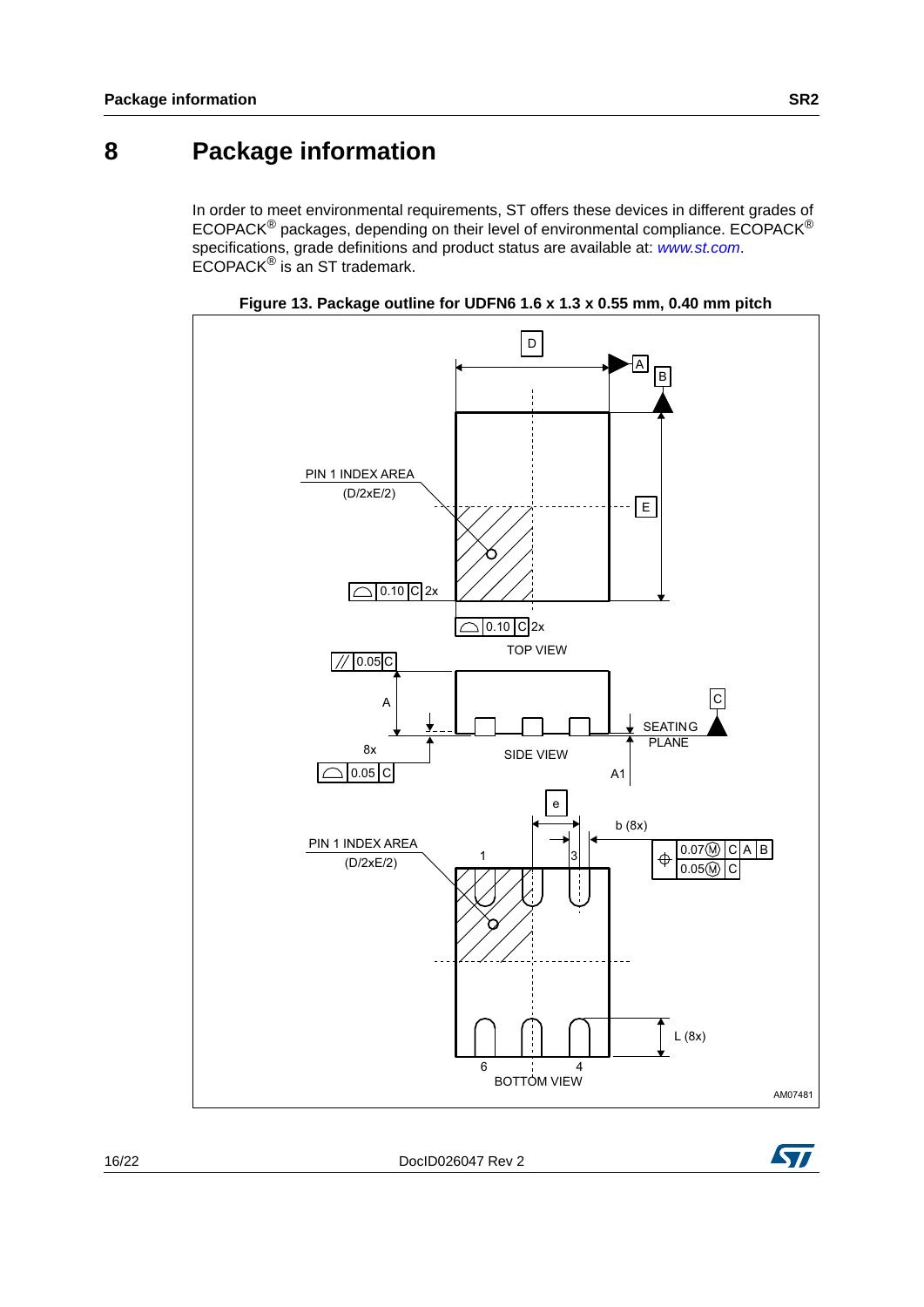# 8 Package information

In order to meet environmental requirements, ST offers these devices in different grades of ECOPACK® packages, depending on their level of environmental compliance. ECOPACK® specifications, grade definitions and product status are available at: *www.st.com*. ECOPACK® is an ST trademark.

**Figure 13. Package outline for UDFN6 1.6 x 1.3 x 0.55 mm, 0.40 mm pitch**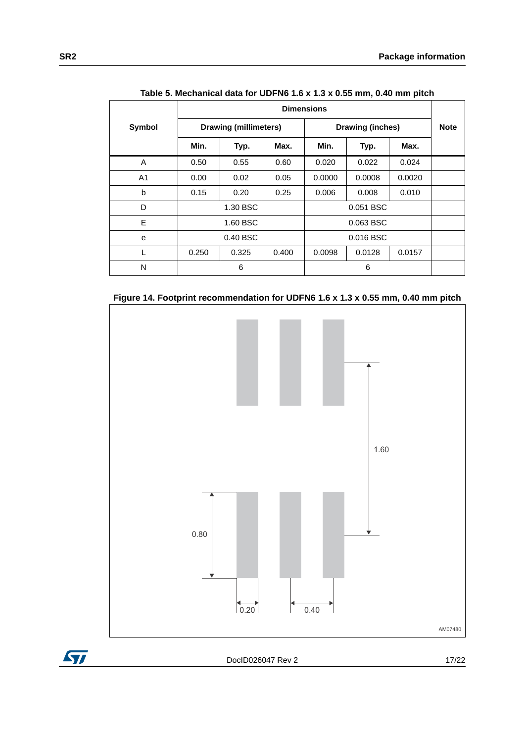Table 5. Mechanical data for UDFN6 1.6 x 1.3 x 0.55 mm, 0.40 mm pitch

| Symbol | Dimensions | | | | | | Note |
|---|---|---|---|---|---|---|---|
| | Drawing (millimeters) | | | Drawing (inches) | | | |
| | Min. | Typ. | Max. | Min. | Typ. | Max. | |
| A | 0.50 | 0.55 | 0.60 | 0.020 | 0.022 | 0.024 | |
| A1 | 0.00 | 0.02 | 0.05 | 0.0000 | 0.0008 | 0.0020 | |
| b | 0.15 | 0.20 | 0.25 | 0.006 | 0.008 | 0.010 | |
| D | | 1.30 BSC | | | 0.051 BSC | | |
| E | | 1.60 BSC | | | 0.063 BSC | | |
| e | | 0.40 BSC | | | 0.016 BSC | | |
| L | 0.250 | 0.325 | 0.400 | 0.0098 | 0.0128 | 0.0157 | |
| N | | 6 | | | 6 | | |

Figure 14. Footprint recommendation for UDFN6 1.6 x 1.3 x 0.55 mm, 0.40 mm pitch

1.60

0.80

0.20

0.40

AM07480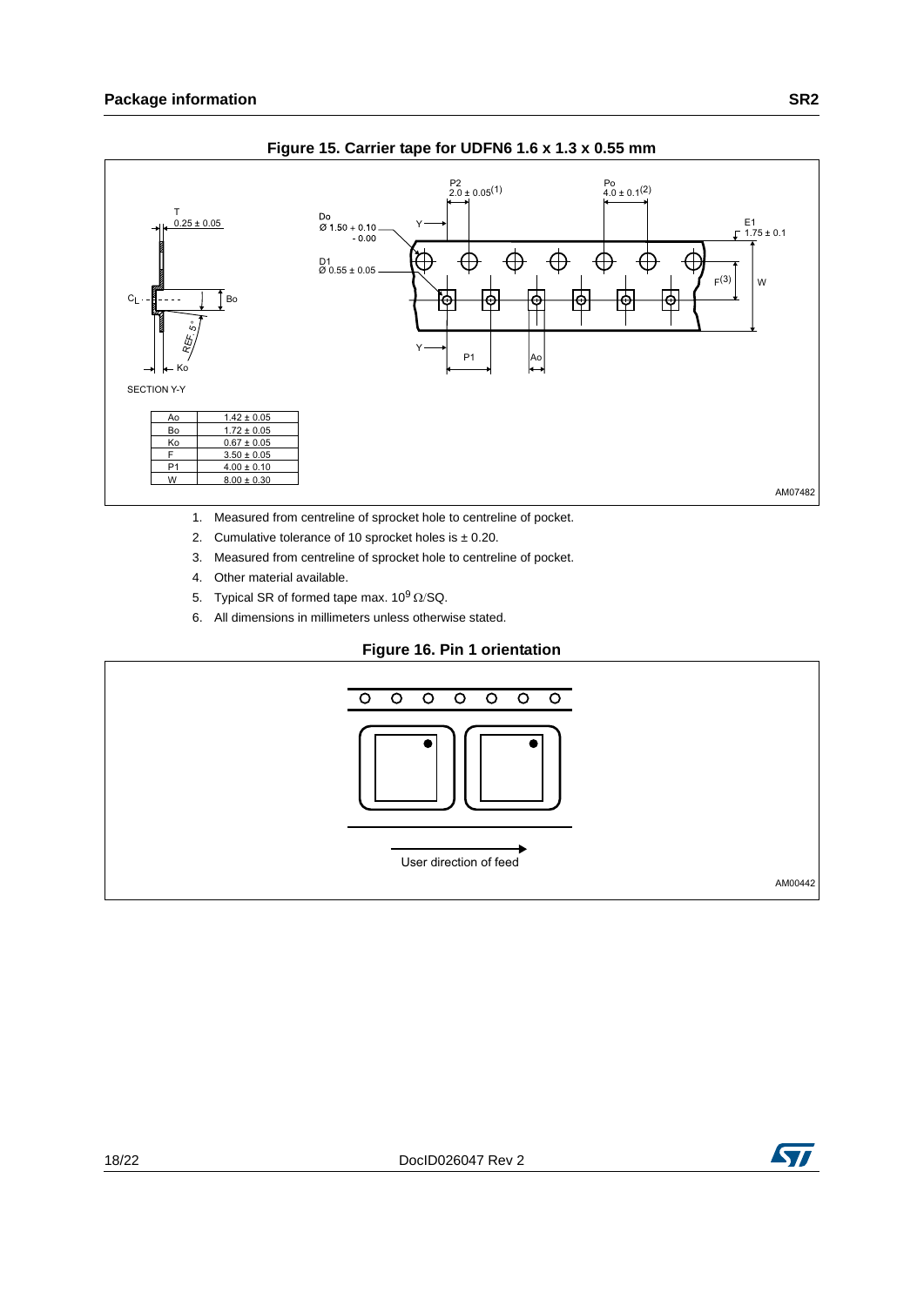**Figure 15. Carrier tape for UDFN6 1.6 x 1.3 x 0.55 mm**

| Ao | 1.42 ± 0.05 |
|---|---|
| Bo | 1.72 ± 0.05 |
| Ko | 0.67 ± 0.05 |
| F | 3.50 ± 0.05 |
| P1 | 4.00 ± 0.10 |
| W | 8.00 ± 0.30 |

1. Measured from centreline of sprocket hole to centreline of pocket.
2. Cumulative tolerance of 10 sprocket holes is ± 0.20.
3. Measured from centreline of sprocket hole to centreline of pocket.
4. Other material available.
5. Typical SR of formed tape max. $10^9$ Ω/SQ.
6. All dimensions in millimeters unless otherwise stated.

**Figure 16. Pin 1 orientation**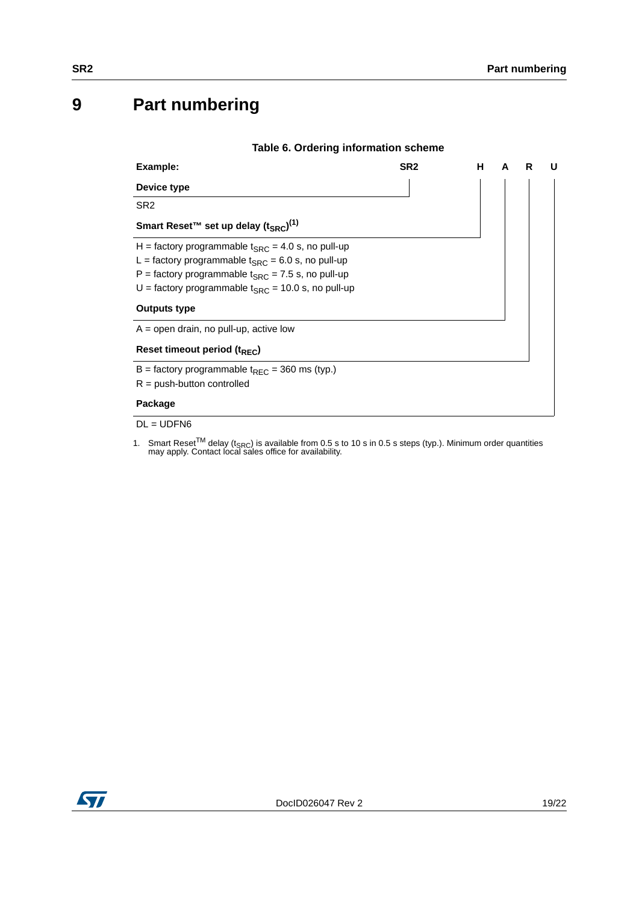# 9 Part numbering

**Table 6. Ordering information scheme**

**Example:** SR2 H A R U

**Device type**

SR2

**Smart Reset™ set up delay ($t_{SRC}$)[(1)]**

H = factory programmable $t_{SRC}$ = 4.0 s, no pull-up
L = factory programmable $t_{SRC}$ = 6.0 s, no pull-up
P = factory programmable $t_{SRC}$ = 7.5 s, no pull-up
U = factory programmable $t_{SRC}$ = 10.0 s, no pull-up

**Outputs type**

A = open drain, no pull-up, active low

**Reset timeout period ($t_{REC}$)**

B = factory programmable $t_{REC}$ = 360 ms (typ.)
R = push-button controlled

**Package**

DL = UDFN6

1. Smart Reset[TM] delay ($t_{SRC}$) is available from 0.5 s to 10 s in 0.5 s steps (typ.). Minimum order quantities may apply. Contact local sales office for availability.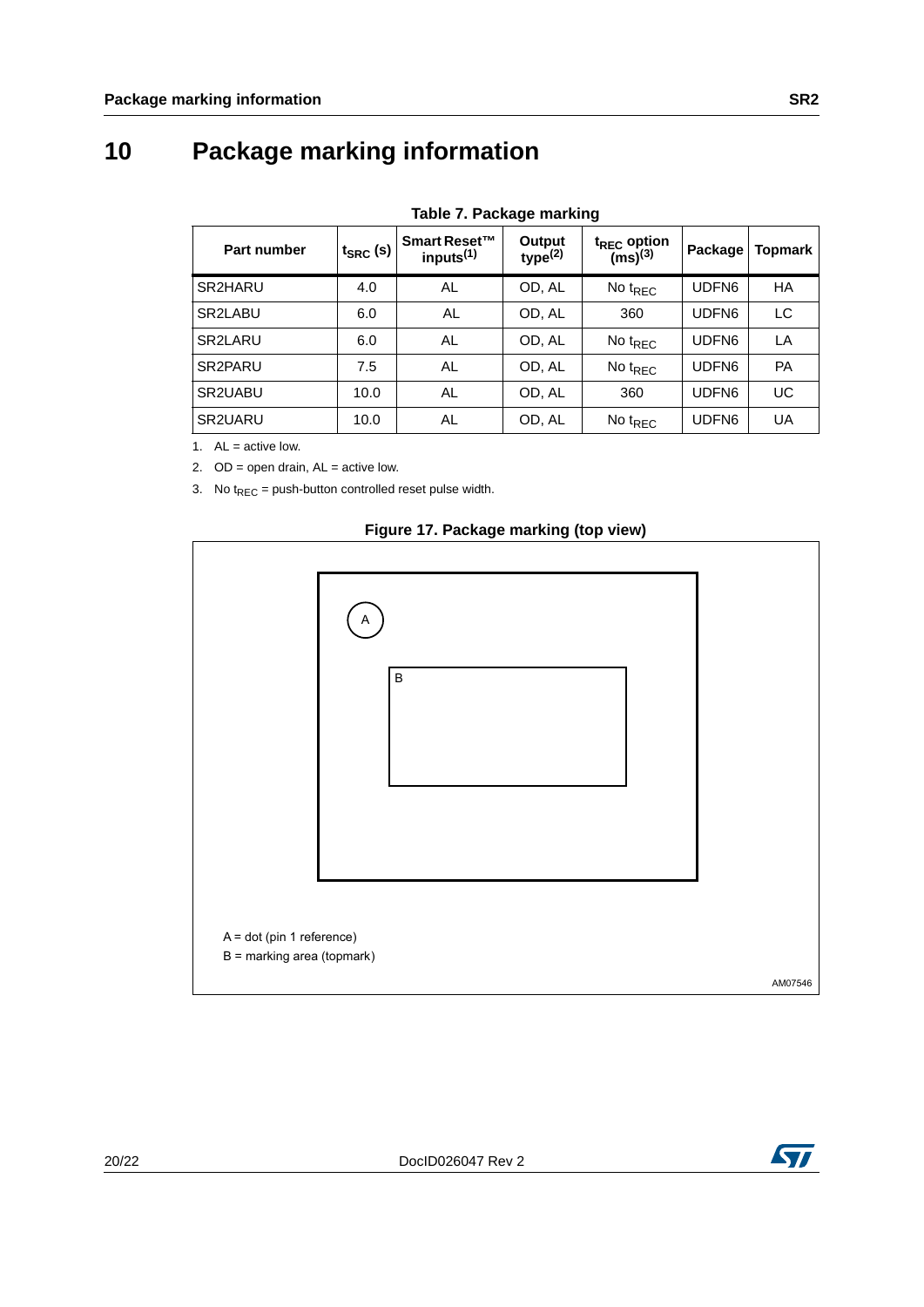# 10 Package marking information

**Table 7. Package marking**

| Part number | $t_{SRC}$ (s) | Smart Reset™ inputs[1] | Output type[2] | $t_{REC}$ option (ms)[3] | Package | Topmark |
|---|---|---|---|---|---|---|
| SR2HARU | 4.0 | AL | OD, AL | No $t_{REC}$ | UDFN6 | HA |
| SR2LABU | 6.0 | AL | OD, AL | 360 | UDFN6 | LC |
| SR2LARU | 6.0 | AL | OD, AL | No $t_{REC}$ | UDFN6 | LA |
| SR2PARU | 7.5 | AL | OD, AL | No $t_{REC}$ | UDFN6 | PA |
| SR2UABU | 10.0 | AL | OD, AL | 360 | UDFN6 | UC |
| SR2UARU | 10.0 | AL | OD, AL | No $t_{REC}$ | UDFN6 | UA |

1. AL = active low.
2. OD = open drain, AL = active low.
3. No $t_{REC}$ = push-button controlled reset pulse width.

**Figure 17. Package marking (top view)**

A = dot (pin 1 reference)
B = marking area (topmark)

AM07546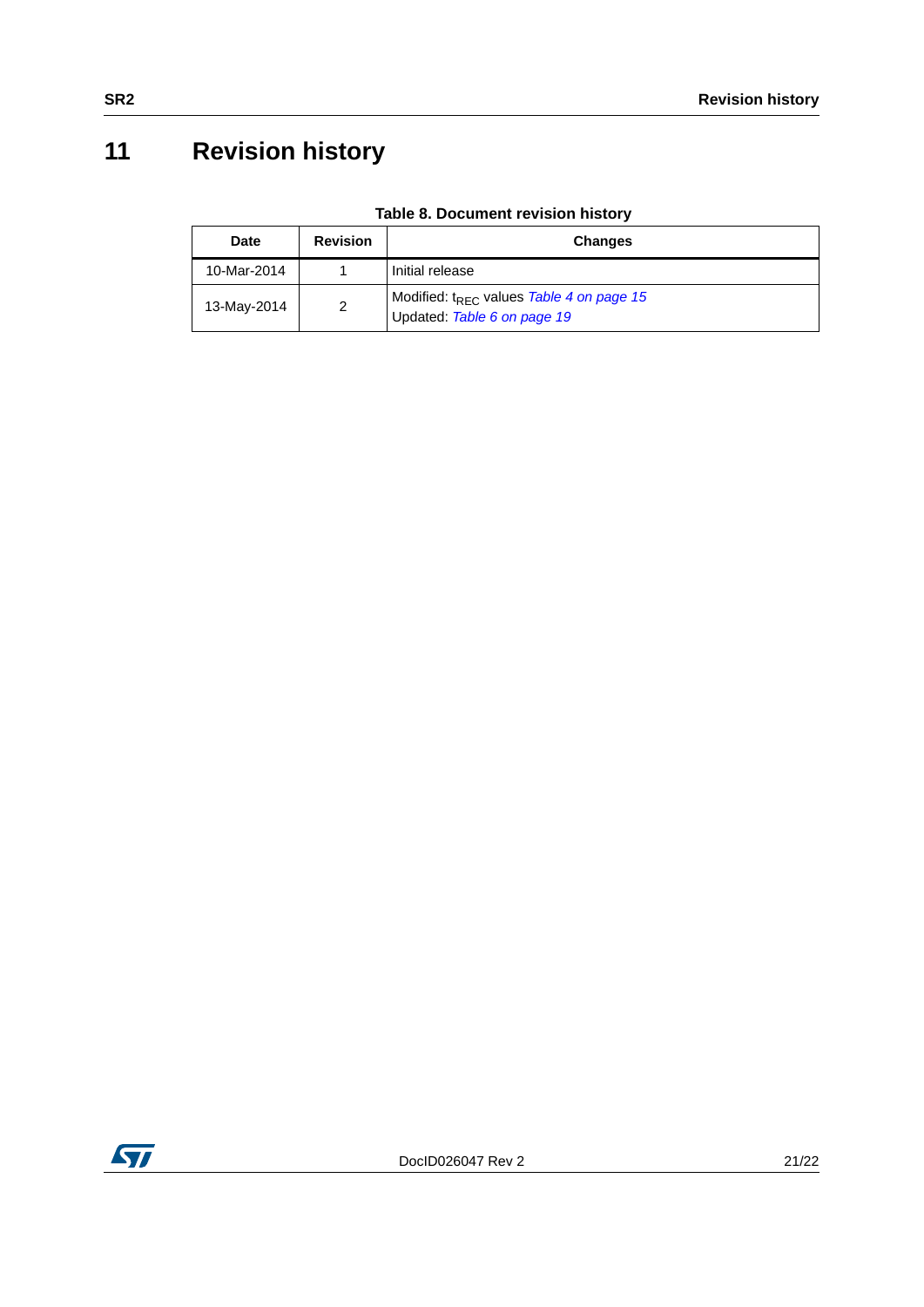# 11 Revision history

**Table 8. Document revision history**

| Date | Revision | Changes |
| --- | --- | --- |
| 10-Mar-2014 | 1 | Initial release |
| 13-May-2014 | 2 | Modified: $t_{REC}$ values *Table 4 on page 15*<br>Updated: *Table 6 on page 19* |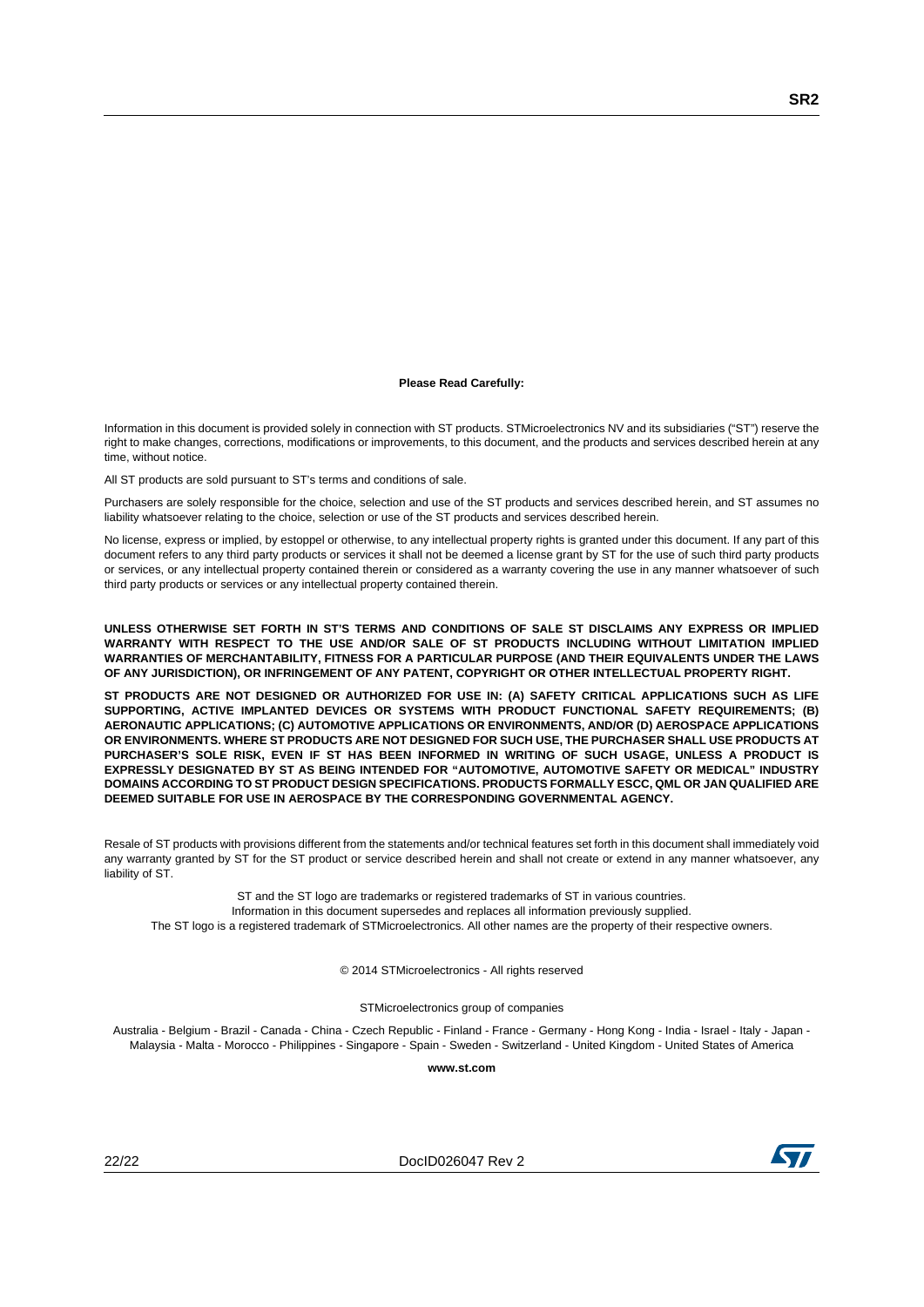**Please Read Carefully:**

Information in this document is provided solely in connection with ST products. STMicroelectronics NV and its subsidiaries (“ST”) reserve the right to make changes, corrections, modifications or improvements, to this document, and the products and services described herein at any time, without notice.

All ST products are sold pursuant to ST’s terms and conditions of sale.

Purchasers are solely responsible for the choice, selection and use of the ST products and services described herein, and ST assumes no liability whatsoever relating to the choice, selection or use of the ST products and services described herein.

No license, express or implied, by estoppel or otherwise, to any intellectual property rights is granted under this document. If any part of this document refers to any third party products or services it shall not be deemed a license grant by ST for the use of such third party products or services, or any intellectual property contained therein or considered as a warranty covering the use in any manner whatsoever of such third party products or services or any intellectual property contained therein.

**UNLESS OTHERWISE SET FORTH IN ST’S TERMS AND CONDITIONS OF SALE ST DISCLAIMS ANY EXPRESS OR IMPLIED WARRANTY WITH RESPECT TO THE USE AND/OR SALE OF ST PRODUCTS INCLUDING WITHOUT LIMITATION IMPLIED WARRANTIES OF MERCHANTABILITY, FITNESS FOR A PARTICULAR PURPOSE (AND THEIR EQUIVALENTS UNDER THE LAWS OF ANY JURISDICTION), OR INFRINGEMENT OF ANY PATENT, COPYRIGHT OR OTHER INTELLECTUAL PROPERTY RIGHT.**

**ST PRODUCTS ARE NOT DESIGNED OR AUTHORIZED FOR USE IN: (A) SAFETY CRITICAL APPLICATIONS SUCH AS LIFE SUPPORTING, ACTIVE IMPLANTED DEVICES OR SYSTEMS WITH PRODUCT FUNCTIONAL SAFETY REQUIREMENTS; (B) AERONAUTIC APPLICATIONS; (C) AUTOMOTIVE APPLICATIONS OR ENVIRONMENTS, AND/OR (D) AEROSPACE APPLICATIONS OR ENVIRONMENTS. WHERE ST PRODUCTS ARE NOT DESIGNED FOR SUCH USE, THE PURCHASER SHALL USE PRODUCTS AT PURCHASER’S SOLE RISK, EVEN IF ST HAS BEEN INFORMED IN WRITING OF SUCH USAGE, UNLESS A PRODUCT IS EXPRESSLY DESIGNATED BY ST AS BEING INTENDED FOR “AUTOMOTIVE, AUTOMOTIVE SAFETY OR MEDICAL” INDUSTRY DOMAINS ACCORDING TO ST PRODUCT DESIGN SPECIFICATIONS. PRODUCTS FORMALLY ESCC, QML OR JAN QUALIFIED ARE DEEMED SUITABLE FOR USE IN AEROSPACE BY THE CORRESPONDING GOVERNMENTAL AGENCY.**

Resale of ST products with provisions different from the statements and/or technical features set forth in this document shall immediately void any warranty granted by ST for the ST product or service described herein and shall not create or extend in any manner whatsoever, any liability of ST.

ST and the ST logo are trademarks or registered trademarks of ST in various countries.
Information in this document supersedes and replaces all information previously supplied.
The ST logo is a registered trademark of STMicroelectronics. All other names are the property of their respective owners.

© 2014 STMicroelectronics - All rights reserved

STMicroelectronics group of companies

Australia - Belgium - Brazil - Canada - China - Czech Republic - Finland - France - Germany - Hong Kong - India - Israel - Italy - Japan - Malaysia - Malta - Morocco - Philippines - Singapore - Spain - Sweden - Switzerland - United Kingdom - United States of America

**www.st.com**